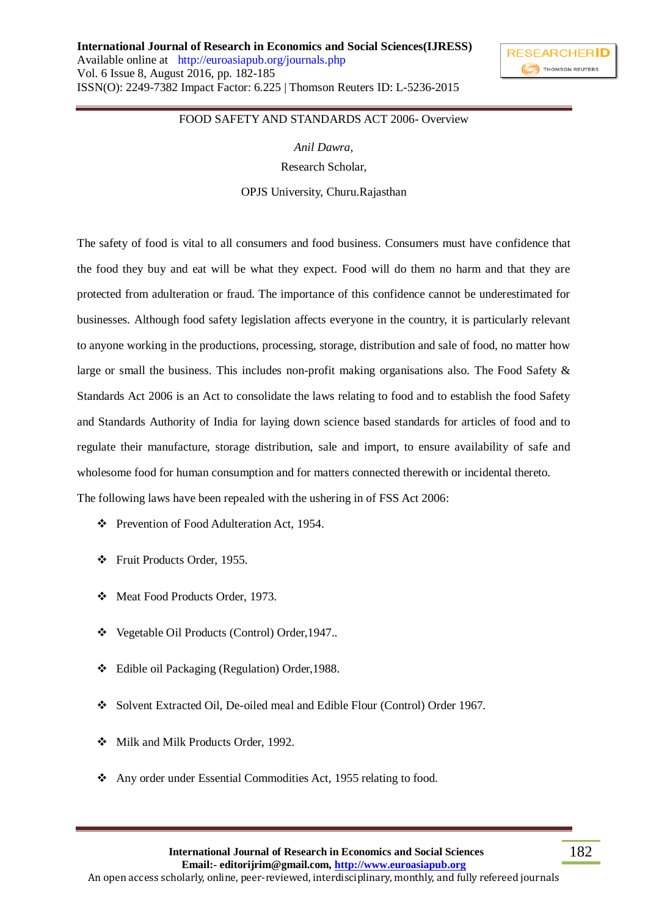# FOOD SAFETY AND STANDARDS ACT 2006- Overview

*Anil Dawra,*

Research Scholar,

OPJS University, Churu.Rajasthan

The safety of food is vital to all consumers and food business. Consumers must have confidence that the food they buy and eat will be what they expect. Food will do them no harm and that they are protected from adulteration or fraud. The importance of this confidence cannot be underestimated for businesses. Although food safety legislation affects everyone in the country, it is particularly relevant to anyone working in the productions, processing, storage, distribution and sale of food, no matter how large or small the business. This includes non-profit making organisations also. The Food Safety & Standards Act 2006 is an Act to consolidate the laws relating to food and to establish the food Safety and Standards Authority of India for laying down science based standards for articles of food and to regulate their manufacture, storage distribution, sale and import, to ensure availability of safe and wholesome food for human consumption and for matters connected therewith or incidental thereto.

The following laws have been repealed with the ushering in of FSS Act 2006:

- Prevention of Food Adulteration Act, 1954.
- Fruit Products Order, 1955.
- Meat Food Products Order, 1973.
- Vegetable Oil Products (Control) Order,1947..
- Edible oil Packaging (Regulation) Order,1988.
- Solvent Extracted Oil, De-oiled meal and Edible Flour (Control) Order 1967.
- Milk and Milk Products Order, 1992.
- Any order under Essential Commodities Act, 1955 relating to food.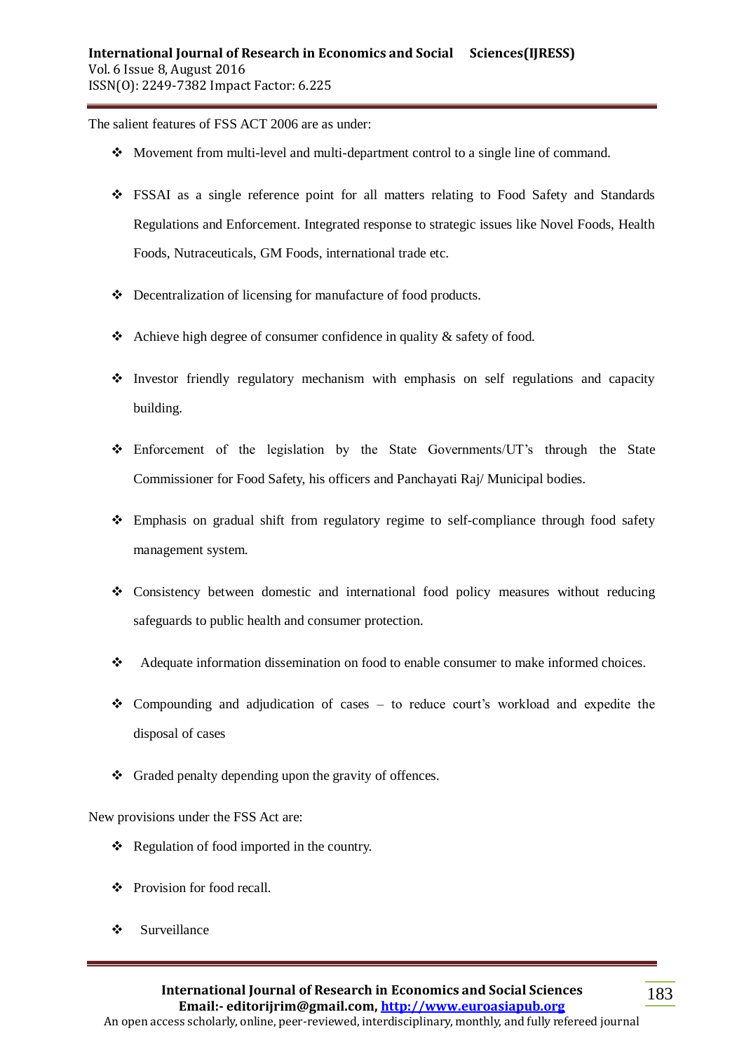The salient features of FSS ACT 2006 are as under:

- Movement from multi-level and multi-department control to a single line of command.
- FSSAI as a single reference point for all matters relating to Food Safety and Standards Regulations and Enforcement. Integrated response to strategic issues like Novel Foods, Health Foods, Nutraceuticals, GM Foods, international trade etc.
- Decentralization of licensing for manufacture of food products.
- Achieve high degree of consumer confidence in quality & safety of food.
- Investor friendly regulatory mechanism with emphasis on self regulations and capacity building.
- Enforcement of the legislation by the State Governments/UT's through the State Commissioner for Food Safety, his officers and Panchayati Raj/ Municipal bodies.
- Emphasis on gradual shift from regulatory regime to self-compliance through food safety management system.
- Consistency between domestic and international food policy measures without reducing safeguards to public health and consumer protection.
- Adequate information dissemination on food to enable consumer to make informed choices.
- Compounding and adjudication of cases – to reduce court's workload and expedite the disposal of cases
- Graded penalty depending upon the gravity of offences.

New provisions under the FSS Act are:

- Regulation of food imported in the country.
- Provision for food recall.
- Surveillance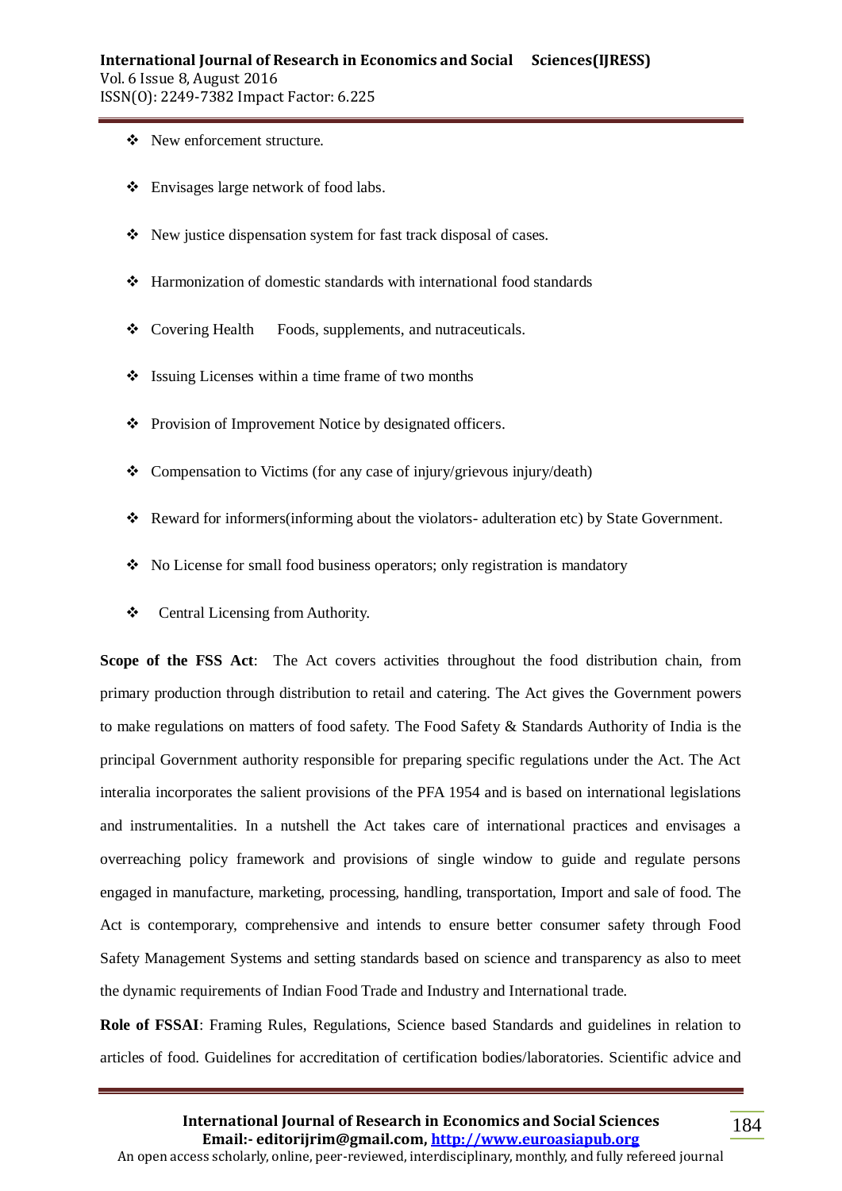- New enforcement structure.
- Envisages large network of food labs.
- New justice dispensation system for fast track disposal of cases.
- Harmonization of domestic standards with international food standards
- Covering Health Foods, supplements, and nutraceuticals.
- Issuing Licenses within a time frame of two months
- Provision of Improvement Notice by designated officers.
- Compensation to Victims (for any case of injury/grievous injury/death)
- Reward for informers(informing about the violators- adulteration etc) by State Government.
- No License for small food business operators; only registration is mandatory
- Central Licensing from Authority.

**Scope of the FSS Act**: The Act covers activities throughout the food distribution chain, from primary production through distribution to retail and catering. The Act gives the Government powers to make regulations on matters of food safety. The Food Safety & Standards Authority of India is the principal Government authority responsible for preparing specific regulations under the Act. The Act interalia incorporates the salient provisions of the PFA 1954 and is based on international legislations and instrumentalities. In a nutshell the Act takes care of international practices and envisages a overreaching policy framework and provisions of single window to guide and regulate persons engaged in manufacture, marketing, processing, handling, transportation, Import and sale of food. The Act is contemporary, comprehensive and intends to ensure better consumer safety through Food Safety Management Systems and setting standards based on science and transparency as also to meet the dynamic requirements of Indian Food Trade and Industry and International trade.

**Role of FSSAI**: Framing Rules, Regulations, Science based Standards and guidelines in relation to articles of food. Guidelines for accreditation of certification bodies/laboratories. Scientific advice and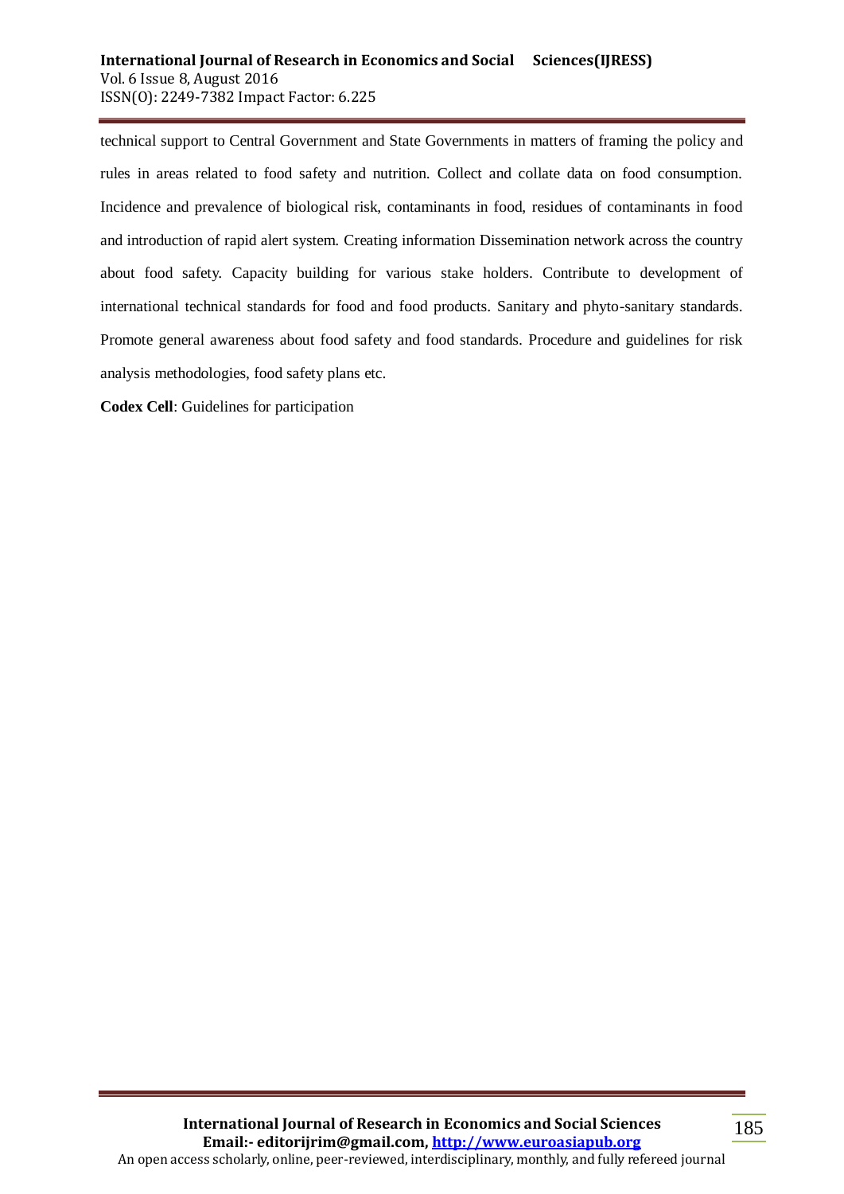technical support to Central Government and State Governments in matters of framing the policy and rules in areas related to food safety and nutrition. Collect and collate data on food consumption. Incidence and prevalence of biological risk, contaminants in food, residues of contaminants in food and introduction of rapid alert system. Creating information Dissemination network across the country about food safety. Capacity building for various stake holders. Contribute to development of international technical standards for food and food products. Sanitary and phyto-sanitary standards. Promote general awareness about food safety and food standards. Procedure and guidelines for risk analysis methodologies, food safety plans etc.

**Codex Cell**: Guidelines for participation